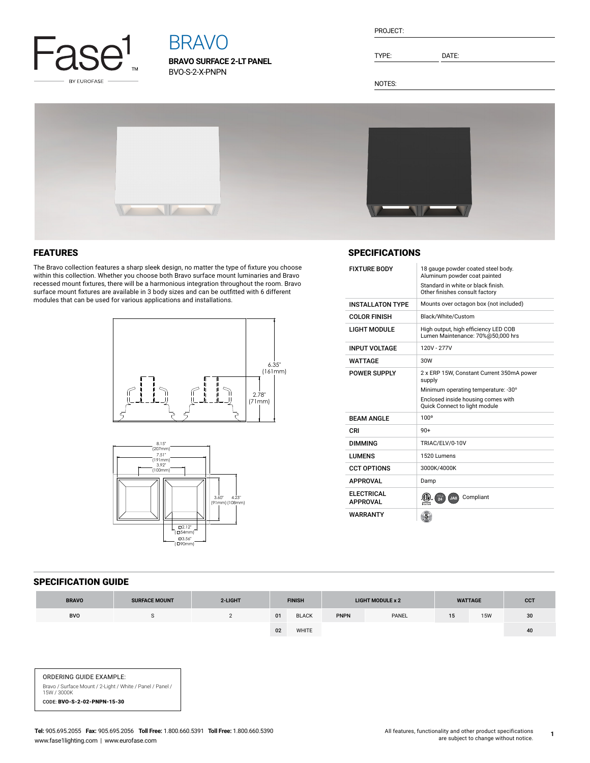Fase¹ BY EUROFASE

# BRAVO

**BRAVO SURFACE 2-LT PANEL**

BVO-S-2-X-PNPN

PROJECT:

TYPE: DATE:

NOTES:

## FEATURES

The Bravo collection features a sharp sleek design, no matter the type of fixture you choose within this collection. Whether you choose both Bravo surface mount luminaries and Bravo recessed mount fixtures, there will be a harmonious integration throughout the room. Bravo surface mount fixtures are available in 3 body sizes and can be outfitted with 6 different modules that can be used for various applications and installations.

6.35" (161mm)
2.78" (71mm)

8.15" (207mm)
7.51" (191mm)
3.92" (100mm)
3.60" (91mm)
4.23" (108mm)
□2.12" (□54mm)
□3.56" (□90mm)

## SPECIFICATIONS

| | |
|---|---|
| FIXTURE BODY | 18 gauge powder coated steel body. Aluminum powder coat painted<br>Standard in white or black finish. Other finishes consult factory |
| INSTALLATON TYPE | Mounts over octagon box (not included) |
| COLOR FINISH | Black/White/Custom |
| LIGHT MODULE | High output, high efficiency LED COB<br>Lumen Maintenance: 70%@50,000 hrs |
| INPUT VOLTAGE | 120V - 277V |
| WATTAGE | 30W |
| POWER SUPPLY | 2 x ERP 15W, Constant Current 350mA power supply<br>Minimum operating temperature: -30°<br>Enclosed inside housing comes with Quick Connect to light module |
| BEAM ANGLE | 100° |
| CRI | 90+ |
| DIMMING | TRIAC/ELV/0-10V |
| LUMENS | 1520 Lumens |
| CCT OPTIONS | 3000K/4000K |
| APPROVAL | Damp |
| ELECTRICAL APPROVAL | Compliant |
| WARRANTY | 5 |

## SPECIFICATION GUIDE

| BRAVO | SURFACE MOUNT | 2-LIGHT | FINISH | | LIGHT MODULE x 2 | | WATTAGE | | CCT |
|---|---|---|---|---|---|---|---|---|---|
| BVO | S | 2 | 01 | BLACK | PNPN | PANEL | 15 | 15W | 30 |
| | | | 02 | WHITE | | | | | 40 |

ORDERING GUIDE EXAMPLE:

Bravo / Surface Mount / 2-Light / White / Panel / Panel / 15W / 3000K

CODE: **BVO-S-2-02-PNPN-15-30**

**Tel:** 905.695.2055 **Fax:** 905.695.2056 **Toll Free:** 1.800.660.5391 **Toll Free:** 1.800.660.5390
www.fase1lighting.com | www.eurofase.com

All features, functionality and other product specifications are subject to change without notice.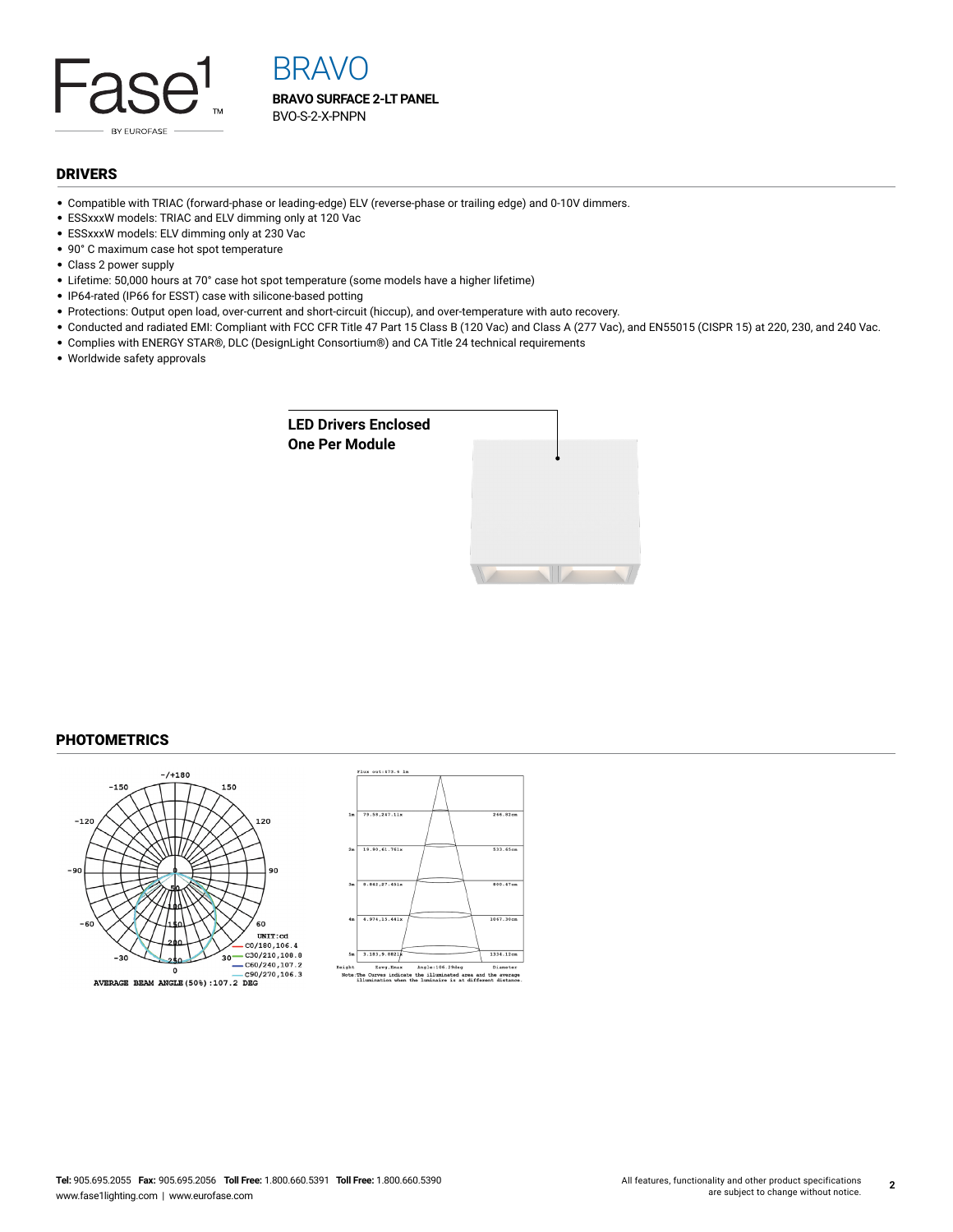# BRAVO

**BRAVO SURFACE 2-LT PANEL**
BVO-S-2-X-PNPN

## DRIVERS

- Compatible with TRIAC (forward-phase or leading-edge) ELV (reverse-phase or trailing edge) and 0-10V dimmers.
- ESSxxxW models: TRIAC and ELV dimming only at 120 Vac
- ESSxxxW models: ELV dimming only at 230 Vac
- 90° C maximum case hot spot temperature
- Class 2 power supply
- Lifetime: 50,000 hours at 70° case hot spot temperature (some models have a higher lifetime)
- IP64-rated (IP66 for ESST) case with silicone-based potting
- Protections: Output open load, over-current and short-circuit (hiccup), and over-temperature with auto recovery.
- Conducted and radiated EMI: Compliant with FCC CFR Title 47 Part 15 Class B (120 Vac) and Class A (277 Vac), and EN55015 (CISPR 15) at 220, 230, and 240 Vac.
- Complies with ENERGY STAR®, DLC (DesignLight Consortium®) and CA Title 24 technical requirements
- Worldwide safety approvals

**LED Drivers Enclosed**
**One Per Module**

## PHOTOMETRICS

-/+180
-150
150
-120
120
-90
90
-60
60
-30
30
0
50
100
150
200
250
UNIT:cd
C0/180,106.4
C30/210,108.8
C60/240,107.2
C90/270,106.3
AVERAGE BEAM ANGLE(50%):107.2 DEG

Flux out:473.4 lm
1m 79.58,247.1lx 266.82cm
2m 19.90,61.76lx 533.65cm
3m 8.842,27.45lx 800.47cm
4m 4.974,15.44lx 1067.30cm
5m 3.183,9.882lx 1334.12cm
Height Eavg,Emax Angle:106.29deg Diameter
Note:The Curves indicate the illuminated area and the average illumination when the luminaire is at different distance.